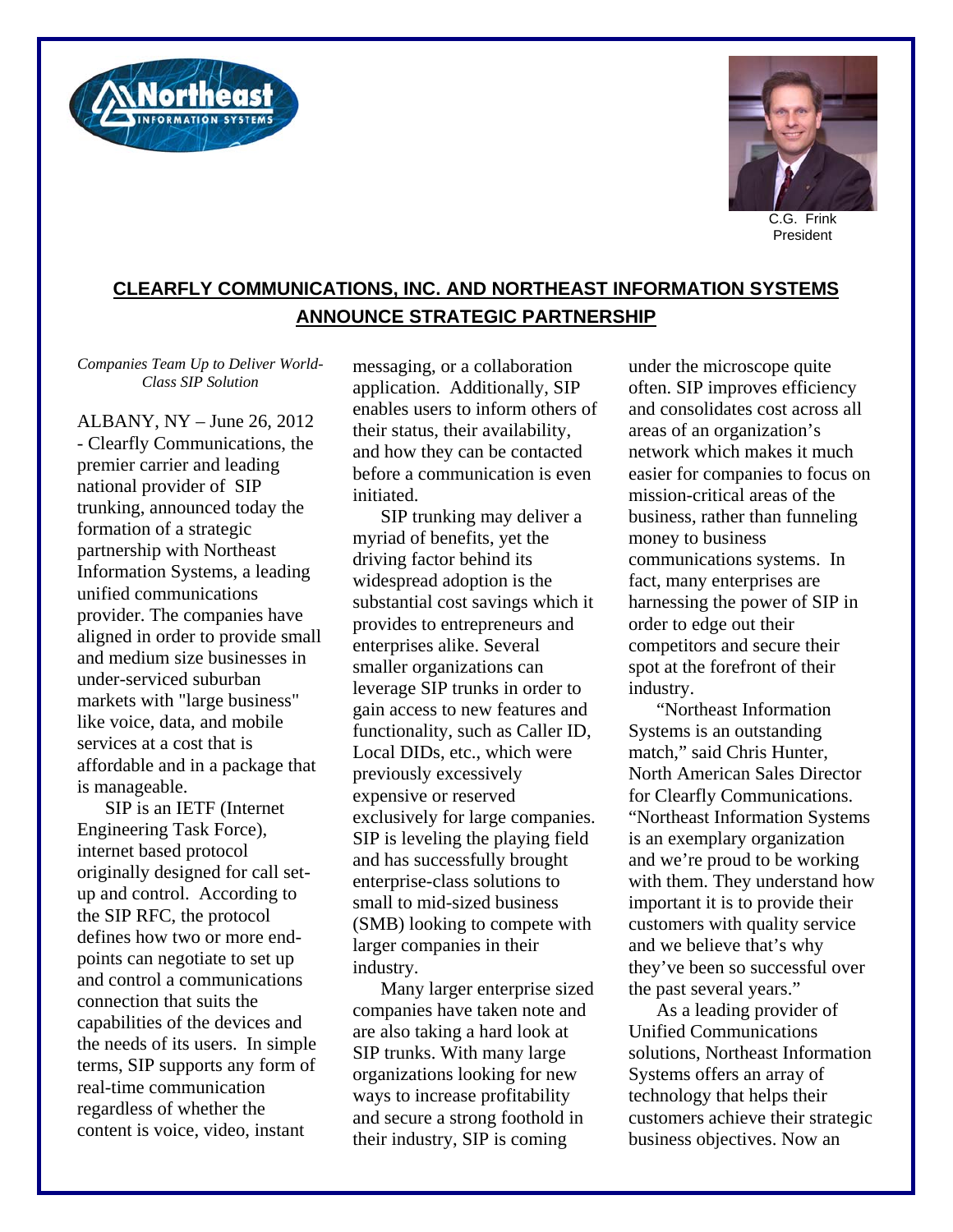C.G. Frink
President

## CLEARFLY COMMUNICATIONS, INC. AND NORTHEAST INFORMATION SYSTEMS ANNOUNCE STRATEGIC PARTNERSHIP

*Companies Team Up to Deliver World-Class SIP Solution*

ALBANY, NY – June 26, 2012 - Clearfly Communications, the premier carrier and leading national provider of SIP trunking, announced today the formation of a strategic partnership with Northeast Information Systems, a leading unified communications provider. The companies have aligned in order to provide small and medium size businesses in under-serviced suburban markets with "large business" like voice, data, and mobile services at a cost that is affordable and in a package that is manageable.

SIP is an IETF (Internet Engineering Task Force), internet based protocol originally designed for call set-up and control. According to the SIP RFC, the protocol defines how two or more end-points can negotiate to set up and control a communications connection that suits the capabilities of the devices and the needs of its users. In simple terms, SIP supports any form of real-time communication regardless of whether the content is voice, video, instant messaging, or a collaboration application. Additionally, SIP enables users to inform others of their status, their availability, and how they can be contacted before a communication is even initiated.

SIP trunking may deliver a myriad of benefits, yet the driving factor behind its widespread adoption is the substantial cost savings which it provides to entrepreneurs and enterprises alike. Several smaller organizations can leverage SIP trunks in order to gain access to new features and functionality, such as Caller ID, Local DIDs, etc., which were previously excessively expensive or reserved exclusively for large companies. SIP is leveling the playing field and has successfully brought enterprise-class solutions to small to mid-sized business (SMB) looking to compete with larger companies in their industry.

Many larger enterprise sized companies have taken note and are also taking a hard look at SIP trunks. With many large organizations looking for new ways to increase profitability and secure a strong foothold in their industry, SIP is coming under the microscope quite often. SIP improves efficiency and consolidates cost across all areas of an organization's network which makes it much easier for companies to focus on mission-critical areas of the business, rather than funneling money to business communications systems. In fact, many enterprises are harnessing the power of SIP in order to edge out their competitors and secure their spot at the forefront of their industry.

"Northeast Information Systems is an outstanding match," said Chris Hunter, North American Sales Director for Clearfly Communications. "Northeast Information Systems is an exemplary organization and we're proud to be working with them. They understand how important it is to provide their customers with quality service and we believe that's why they've been so successful over the past several years."

As a leading provider of Unified Communications solutions, Northeast Information Systems offers an array of technology that helps their customers achieve their strategic business objectives. Now an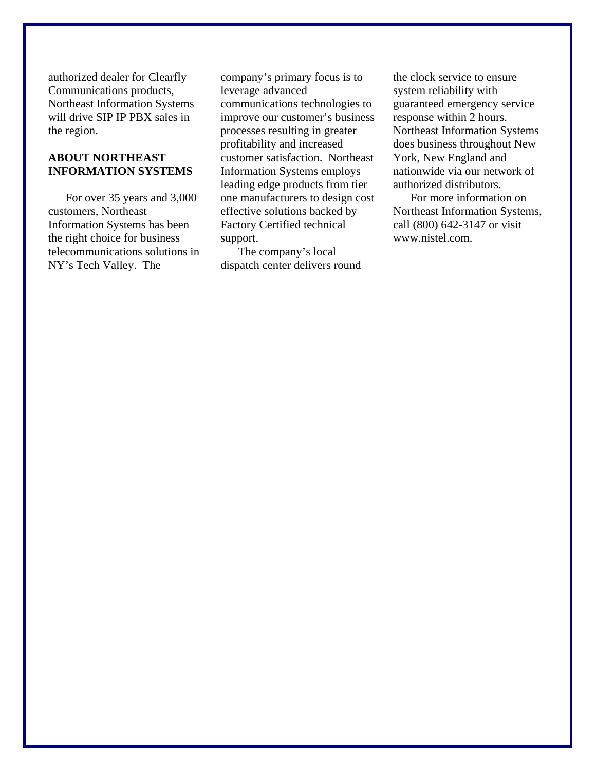authorized dealer for Clearfly Communications products, Northeast Information Systems will drive SIP IP PBX sales in the region.

**ABOUT NORTHEAST INFORMATION SYSTEMS**

For over 35 years and 3,000 customers, Northeast Information Systems has been the right choice for business telecommunications solutions in NY's Tech Valley. The company's primary focus is to leverage advanced communications technologies to improve our customer's business processes resulting in greater profitability and increased customer satisfaction. Northeast Information Systems employs leading edge products from tier one manufacturers to design cost effective solutions backed by Factory Certified technical support.

The company's local dispatch center delivers round the clock service to ensure system reliability with guaranteed emergency service response within 2 hours. Northeast Information Systems does business throughout New York, New England and nationwide via our network of authorized distributors.

For more information on Northeast Information Systems, call (800) 642-3147 or visit www.nistel.com.